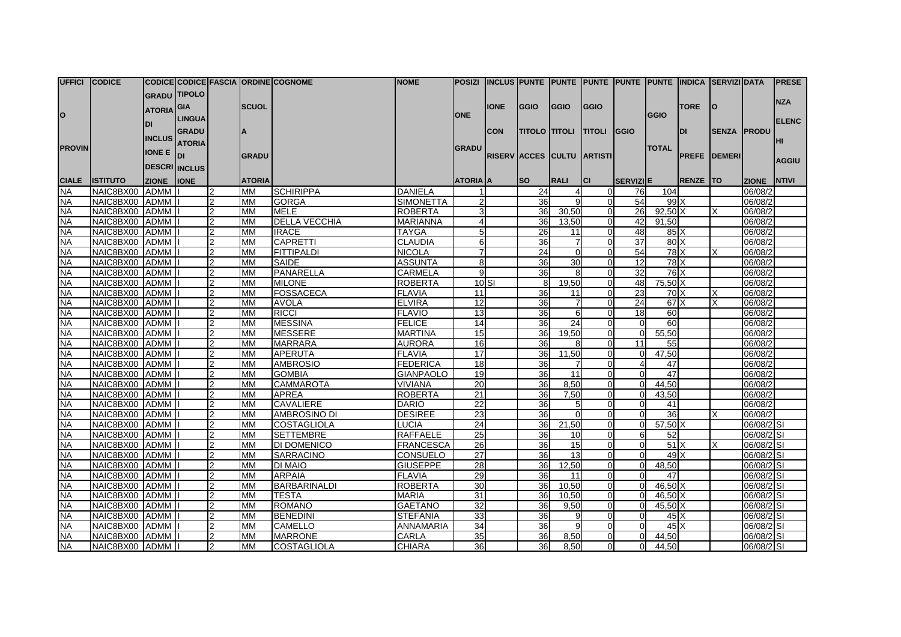| UFFICIO PROVINCIALE | CODICE ISTITUTO | CODICE GRADUATORIA DI INCLUSIONE E DESCRIZIONE | CODICE TIPOLOGIA LINGUA GRADUATORIA DI INCLUSIONE | FASCIA | ORDINE SCUOLA GRADUATORIA | COGNOME | NOME | POSIZIONE GRADUATORIA | INCLUSIONE CON RISERVA | PUNTEGGIO TITOLO ACCESSO | PUNTEGGIO TITOLI CULTURALI | PUNTEGGIO TITOLI ARTISTICI | PUNTEGGIO SERVIZI | PUNTEGGIO TOTALE | INDICATORE DI PREFERENZE | SERVIZIO SENZA DEMERITO | DATA PRODUZIONE | PRESENZA ELENCHI AGGIUNTIVI |
|---|---|---|---|---|---|---|---|---|---|---|---|---|---|---|---|---|---|---|
| NA | NAIC8BX00 | ADMM | I | 2 | MM | SCHIRIPPA | DANIELA | 1 | | 24 | 4 | 0 | 76 | 104 | | | 06/08/2 | |
| NA | NAIC8BX00 | ADMM | I | 2 | MM | GORGA | SIMONETTA | 2 | | 36 | 9 | 0 | 54 | 99 | X | | 06/08/2 | |
| NA | NAIC8BX00 | ADMM | I | 2 | MM | MELE | ROBERTA | 3 | | 36 | 30,50 | 0 | 26 | 92,50 | X | X | 06/08/2 | |
| NA | NAIC8BX00 | ADMM | I | 2 | MM | DELLA VECCHIA | MARIANNA | 4 | | 36 | 13,50 | 0 | 42 | 91,50 | | | 06/08/2 | |
| NA | NAIC8BX00 | ADMM | I | 2 | MM | IRACE | TAYGA | 5 | | 26 | 11 | 0 | 48 | 85 | X | | 06/08/2 | |
| NA | NAIC8BX00 | ADMM | I | 2 | MM | CAPRETTI | CLAUDIA | 6 | | 36 | 7 | 0 | 37 | 80 | X | | 06/08/2 | |
| NA | NAIC8BX00 | ADMM | I | 2 | MM | FITTIPALDI | NICOLA | 7 | | 24 | 0 | 0 | 54 | 78 | X | X | 06/08/2 | |
| NA | NAIC8BX00 | ADMM | I | 2 | MM | SAIDE | ASSUNTA | 8 | | 36 | 30 | 0 | 12 | 78 | X | | 06/08/2 | |
| NA | NAIC8BX00 | ADMM | I | 2 | MM | PANARELLA | CARMELA | 9 | | 36 | 8 | 0 | 32 | 76 | X | | 06/08/2 | |
| NA | NAIC8BX00 | ADMM | I | 2 | MM | MILONE | ROBERTA | 10 | SI | 8 | 19,50 | 0 | 48 | 75,50 | X | | 06/08/2 | |
| NA | NAIC8BX00 | ADMM | I | 2 | MM | FOSSACECA | FLAVIA | 11 | | 36 | 11 | 0 | 23 | 70 | X | X | 06/08/2 | |
| NA | NAIC8BX00 | ADMM | I | 2 | MM | AVOLA | ELVIRA | 12 | | 36 | 7 | 0 | 24 | 67 | X | X | 06/08/2 | |
| NA | NAIC8BX00 | ADMM | I | 2 | MM | RICCI | FLAVIO | 13 | | 36 | 6 | 0 | 18 | 60 | | | 06/08/2 | |
| NA | NAIC8BX00 | ADMM | I | 2 | MM | MESSINA | FELICE | 14 | | 36 | 24 | 0 | 0 | 60 | | | 06/08/2 | |
| NA | NAIC8BX00 | ADMM | I | 2 | MM | MESSERE | MARTINA | 15 | | 36 | 19,50 | 0 | 0 | 55,50 | | | 06/08/2 | |
| NA | NAIC8BX00 | ADMM | I | 2 | MM | MARRARA | AURORA | 16 | | 36 | 8 | 0 | 11 | 55 | | | 06/08/2 | |
| NA | NAIC8BX00 | ADMM | I | 2 | MM | APERUTA | FLAVIA | 17 | | 36 | 11,50 | 0 | 0 | 47,50 | | | 06/08/2 | |
| NA | NAIC8BX00 | ADMM | I | 2 | MM | AMBROSIO | FEDERICA | 18 | | 36 | 7 | 0 | 4 | 47 | | | 06/08/2 | |
| NA | NAIC8BX00 | ADMM | I | 2 | MM | GOMBIA | GIANPAOLO | 19 | | 36 | 11 | 0 | 0 | 47 | | | 06/08/2 | |
| NA | NAIC8BX00 | ADMM | I | 2 | MM | CAMMAROTA | VIVIANA | 20 | | 36 | 8,50 | 0 | 0 | 44,50 | | | 06/08/2 | |
| NA | NAIC8BX00 | ADMM | I | 2 | MM | APREA | ROBERTA | 21 | | 36 | 7,50 | 0 | 0 | 43,50 | | | 06/08/2 | |
| NA | NAIC8BX00 | ADMM | I | 2 | MM | CAVALIERE | DARIO | 22 | | 36 | 5 | 0 | 0 | 41 | | | 06/08/2 | |
| NA | NAIC8BX00 | ADMM | I | 2 | MM | AMBROSINO DI | DESIREE | 23 | | 36 | 0 | 0 | 0 | 36 | | X | 06/08/2 | |
| NA | NAIC8BX00 | ADMM | I | 2 | MM | COSTAGLIOLA | LUCIA | 24 | | 36 | 21,50 | 0 | 0 | 57,50 | X | | 06/08/2 | SI |
| NA | NAIC8BX00 | ADMM | I | 2 | MM | SETTEMBRE | RAFFAELE | 25 | | 36 | 10 | 0 | 6 | 52 | | | 06/08/2 | SI |
| NA | NAIC8BX00 | ADMM | I | 2 | MM | DI DOMENICO | FRANCESCA | 26 | | 36 | 15 | 0 | 0 | 51 | X | X | 06/08/2 | SI |
| NA | NAIC8BX00 | ADMM | I | 2 | MM | SARRACINO | CONSUELO | 27 | | 36 | 13 | 0 | 0 | 49 | X | | 06/08/2 | SI |
| NA | NAIC8BX00 | ADMM | I | 2 | MM | DI MAIO | GIUSEPPE | 28 | | 36 | 12,50 | 0 | 0 | 48,50 | | | 06/08/2 | SI |
| NA | NAIC8BX00 | ADMM | I | 2 | MM | ARPAIA | FLAVIA | 29 | | 36 | 11 | 0 | 0 | 47 | | | 06/08/2 | SI |
| NA | NAIC8BX00 | ADMM | I | 2 | MM | BARBARINALDI | ROBERTA | 30 | | 36 | 10,50 | 0 | 0 | 46,50 | X | | 06/08/2 | SI |
| NA | NAIC8BX00 | ADMM | I | 2 | MM | TESTA | MARIA | 31 | | 36 | 10,50 | 0 | 0 | 46,50 | X | | 06/08/2 | SI |
| NA | NAIC8BX00 | ADMM | I | 2 | MM | ROMANO | GAETANO | 32 | | 36 | 9,50 | 0 | 0 | 45,50 | X | | 06/08/2 | SI |
| NA | NAIC8BX00 | ADMM | I | 2 | MM | BENEDINI | STEFANIA | 33 | | 36 | 9 | 0 | 0 | 45 | X | | 06/08/2 | SI |
| NA | NAIC8BX00 | ADMM | I | 2 | MM | CAMELLO | ANNAMARIA | 34 | | 36 | 9 | 0 | 0 | 45 | X | | 06/08/2 | SI |
| NA | NAIC8BX00 | ADMM | I | 2 | MM | MARRONE | CARLA | 35 | | 36 | 8,50 | 0 | 0 | 44,50 | | | 06/08/2 | SI |
| NA | NAIC8BX00 | ADMM | I | 2 | MM | COSTAGLIOLA | CHIARA | 36 | | 36 | 8,50 | 0 | 0 | 44,50 | | | 06/08/2 | SI |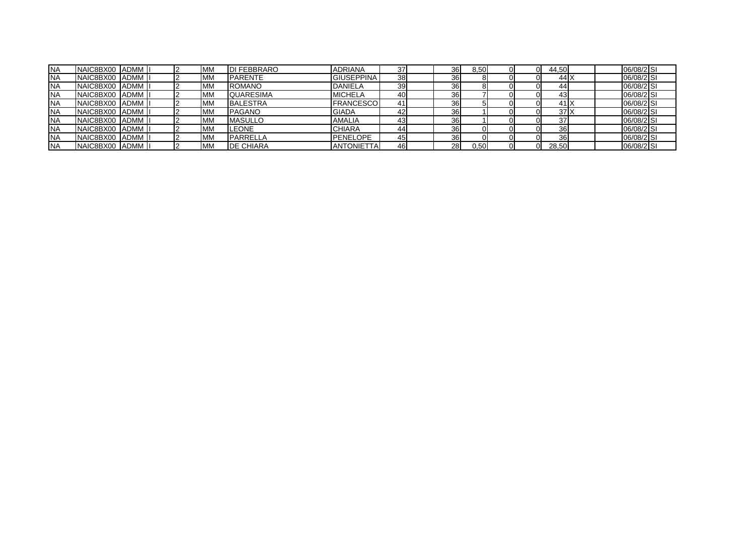| | | | | | | | | | | | | | | | | | | |
|---|---|---|---|---|---|---|---|---|---|---|---|---|---|---|---|---|---|---|
| NA | NAIC8BX00 | ADMM | I | | 2 | MM | DI FEBBRARO | ADRIANA | 37 | | 36 | 8,50 | 0 | 0 | 44,50 | | | 06/08/2 | SI |
| NA | NAIC8BX00 | ADMM | I | | 2 | MM | PARENTE | GIUSEPPINA | 38 | | 36 | 8 | 0 | 0 | 44 | X | | 06/08/2 | SI |
| NA | NAIC8BX00 | ADMM | I | | 2 | MM | ROMANO | DANIELA | 39 | | 36 | 8 | 0 | 0 | 44 | | | 06/08/2 | SI |
| NA | NAIC8BX00 | ADMM | I | | 2 | MM | QUARESIMA | MICHELA | 40 | | 36 | 7 | 0 | 0 | 43 | | | 06/08/2 | SI |
| NA | NAIC8BX00 | ADMM | I | | 2 | MM | BALESTRA | FRANCESCO | 41 | | 36 | 5 | 0 | 0 | 41 | X | | 06/08/2 | SI |
| NA | NAIC8BX00 | ADMM | I | | 2 | MM | PAGANO | GIADA | 42 | | 36 | 1 | 0 | 0 | 37 | X | | 06/08/2 | SI |
| NA | NAIC8BX00 | ADMM | I | | 2 | MM | MASULLO | AMALIA | 43 | | 36 | 1 | 0 | 0 | 37 | | | 06/08/2 | SI |
| NA | NAIC8BX00 | ADMM | I | | 2 | MM | LEONE | CHIARA | 44 | | 36 | 0 | 0 | 0 | 36 | | | 06/08/2 | SI |
| NA | NAIC8BX00 | ADMM | I | | 2 | MM | PARRELLA | PENELOPE | 45 | | 36 | 0 | 0 | 0 | 36 | | | 06/08/2 | SI |
| NA | NAIC8BX00 | ADMM | I | | 2 | MM | DE CHIARA | ANTONIETTA | 46 | | 28 | 0,50 | 0 | 0 | 28,50 | | | 06/08/2 | SI |